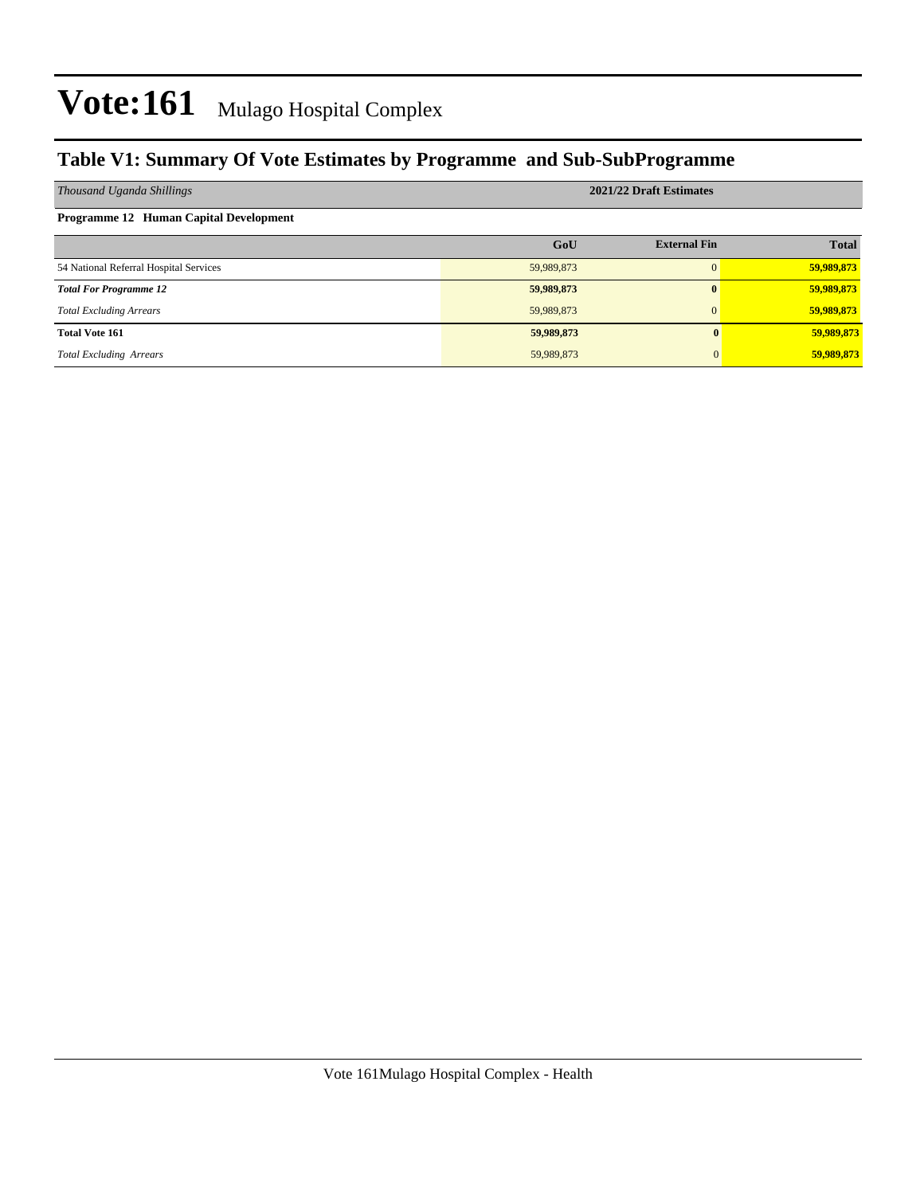# Vote:161 Mulago Hospital Complex

## Table V1: Summary Of Vote Estimates by Programme and Sub-SubProgramme

| *Thousand Uganda Shillings* | 2021/22 Draft Estimates | | |
|---|---|---|---|
| **Programme 12 Human Capital Development** | | | |
| | **GoU** | **External Fin** | **Total** |
| 54 National Referral Hospital Services | 59,989,873 | 0 | **59,989,873** |
| ***Total For Programme 12*** | **59,989,873** | **0** | **59,989,873** |
| *Total Excluding Arrears* | 59,989,873 | 0 | **59,989,873** |
| **Total Vote 161** | **59,989,873** | **0** | **59,989,873** |
| *Total Excluding Arrears* | 59,989,873 | 0 | **59,989,873** |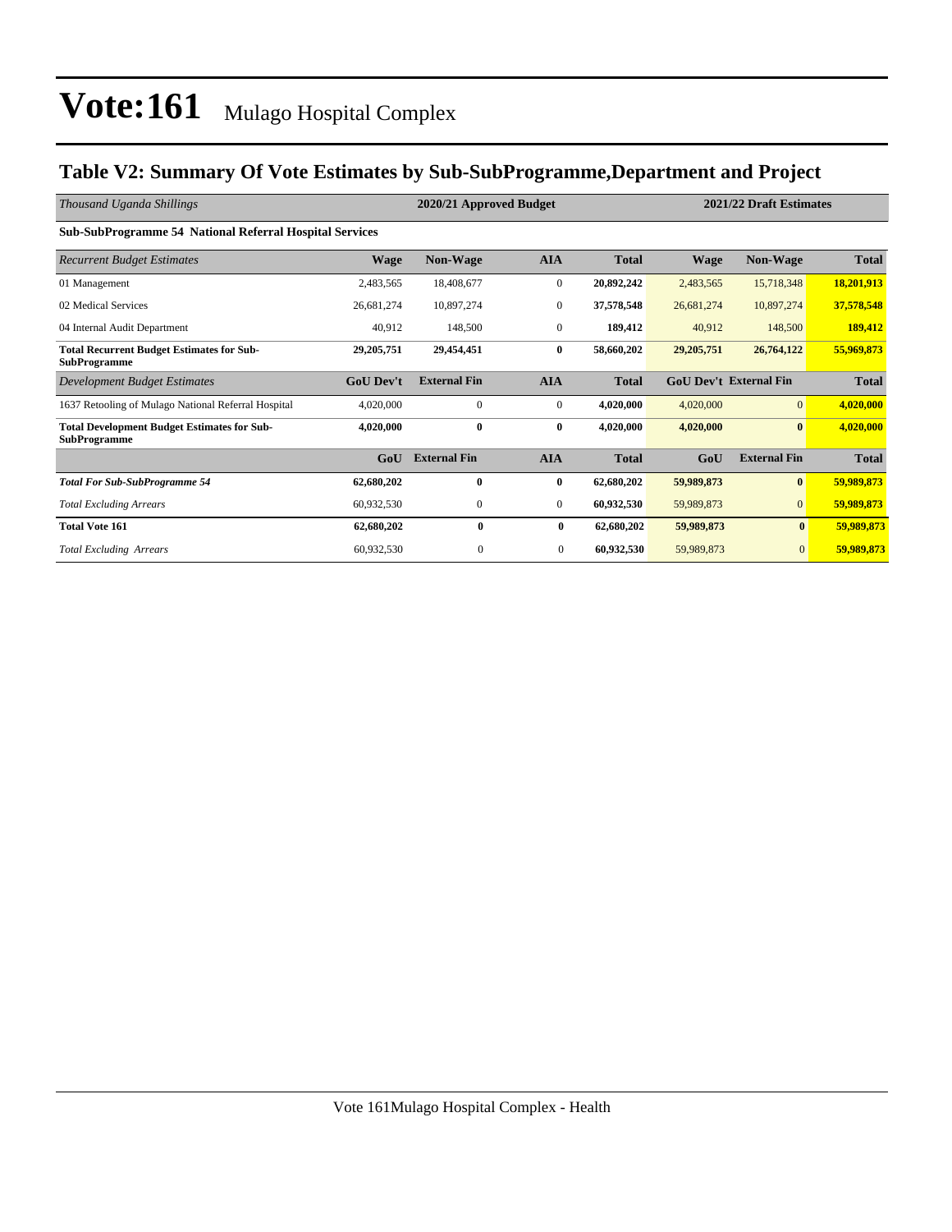# Vote:161 Mulago Hospital Complex

## Table V2: Summary Of Vote Estimates by Sub-SubProgramme,Department and Project

| *Thousand Uganda Shillings* | 2020/21 Approved Budget | | | | 2021/22 Draft Estimates | | |
|---|---|---|---|---|---|---|---|
| **Sub-SubProgramme 54 National Referral Hospital Services** | | | | | | | |
| *Recurrent Budget Estimates* | **Wage** | **Non-Wage** | **AIA** | **Total** | **Wage** | **Non-Wage** | **Total** |
| 01 Management | 2,483,565 | 18,408,677 | 0 | **20,892,242** | 2,483,565 | 15,718,348 | **18,201,913** |
| 02 Medical Services | 26,681,274 | 10,897,274 | 0 | **37,578,548** | 26,681,274 | 10,897,274 | **37,578,548** |
| 04 Internal Audit Department | 40,912 | 148,500 | 0 | **189,412** | 40,912 | 148,500 | **189,412** |
| **Total Recurrent Budget Estimates for Sub-SubProgramme** | **29,205,751** | **29,454,451** | **0** | **58,660,202** | **29,205,751** | **26,764,122** | **55,969,873** |
| *Development Budget Estimates* | **GoU Dev't** | **External Fin** | **AIA** | **Total** | **GoU Dev't** | **External Fin** | **Total** |
| 1637 Retooling of Mulago National Referral Hospital | 4,020,000 | 0 | 0 | **4,020,000** | 4,020,000 | 0 | **4,020,000** |
| **Total Development Budget Estimates for Sub-SubProgramme** | **4,020,000** | **0** | **0** | **4,020,000** | **4,020,000** | **0** | **4,020,000** |
| | **GoU** | **External Fin** | **AIA** | **Total** | **GoU** | **External Fin** | **Total** |
| ***Total For Sub-SubProgramme 54*** | **62,680,202** | **0** | **0** | **62,680,202** | **59,989,873** | **0** | **59,989,873** |
| *Total Excluding Arrears* | 60,932,530 | 0 | 0 | **60,932,530** | 59,989,873 | 0 | **59,989,873** |
| **Total Vote 161** | **62,680,202** | **0** | **0** | **62,680,202** | **59,989,873** | **0** | **59,989,873** |
| *Total Excluding Arrears* | 60,932,530 | 0 | 0 | **60,932,530** | 59,989,873 | 0 | **59,989,873** |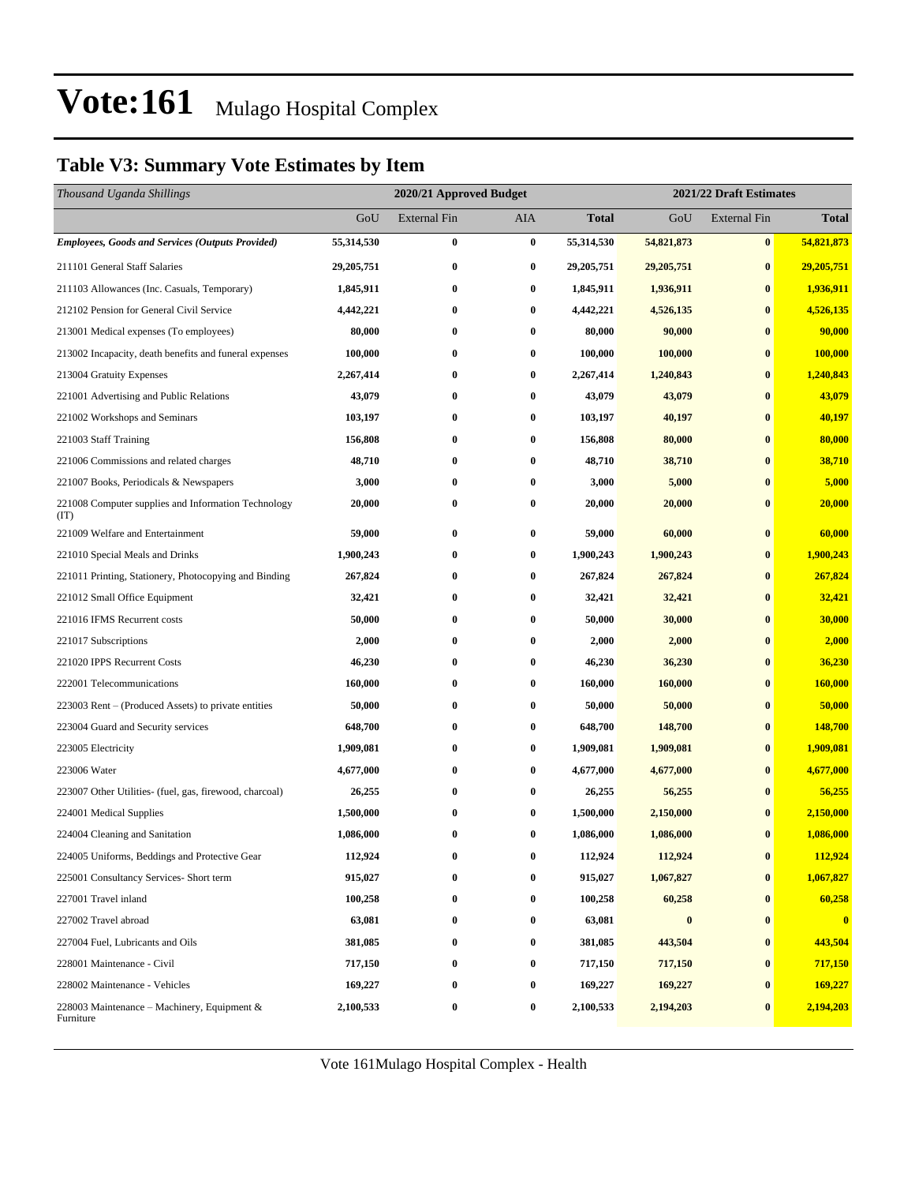# Vote:161 Mulago Hospital Complex

## Table V3: Summary Vote Estimates by Item

| *Thousand Uganda Shillings* | 2020/21 Approved Budget | | | | 2021/22 Draft Estimates | | |
|---|---|---|---|---|---|---|---|
| | GoU | External Fin | AIA | **Total** | GoU | External Fin | **Total** |
| ***Employees, Goods and Services (Outputs Provided)*** | **55,314,530** | **0** | **0** | **55,314,530** | **54,821,873** | **0** | **54,821,873** |
| 211101 General Staff Salaries | **29,205,751** | **0** | **0** | **29,205,751** | **29,205,751** | **0** | **29,205,751** |
| 211103 Allowances (Inc. Casuals, Temporary) | **1,845,911** | **0** | **0** | **1,845,911** | **1,936,911** | **0** | **1,936,911** |
| 212102 Pension for General Civil Service | **4,442,221** | **0** | **0** | **4,442,221** | **4,526,135** | **0** | **4,526,135** |
| 213001 Medical expenses (To employees) | **80,000** | **0** | **0** | **80,000** | **90,000** | **0** | **90,000** |
| 213002 Incapacity, death benefits and funeral expenses | **100,000** | **0** | **0** | **100,000** | **100,000** | **0** | **100,000** |
| 213004 Gratuity Expenses | **2,267,414** | **0** | **0** | **2,267,414** | **1,240,843** | **0** | **1,240,843** |
| 221001 Advertising and Public Relations | **43,079** | **0** | **0** | **43,079** | **43,079** | **0** | **43,079** |
| 221002 Workshops and Seminars | **103,197** | **0** | **0** | **103,197** | **40,197** | **0** | **40,197** |
| 221003 Staff Training | **156,808** | **0** | **0** | **156,808** | **80,000** | **0** | **80,000** |
| 221006 Commissions and related charges | **48,710** | **0** | **0** | **48,710** | **38,710** | **0** | **38,710** |
| 221007 Books, Periodicals & Newspapers | **3,000** | **0** | **0** | **3,000** | **5,000** | **0** | **5,000** |
| 221008 Computer supplies and Information Technology (IT) | **20,000** | **0** | **0** | **20,000** | **20,000** | **0** | **20,000** |
| 221009 Welfare and Entertainment | **59,000** | **0** | **0** | **59,000** | **60,000** | **0** | **60,000** |
| 221010 Special Meals and Drinks | **1,900,243** | **0** | **0** | **1,900,243** | **1,900,243** | **0** | **1,900,243** |
| 221011 Printing, Stationery, Photocopying and Binding | **267,824** | **0** | **0** | **267,824** | **267,824** | **0** | **267,824** |
| 221012 Small Office Equipment | **32,421** | **0** | **0** | **32,421** | **32,421** | **0** | **32,421** |
| 221016 IFMS Recurrent costs | **50,000** | **0** | **0** | **50,000** | **30,000** | **0** | **30,000** |
| 221017 Subscriptions | **2,000** | **0** | **0** | **2,000** | **2,000** | **0** | **2,000** |
| 221020 IPPS Recurrent Costs | **46,230** | **0** | **0** | **46,230** | **36,230** | **0** | **36,230** |
| 222001 Telecommunications | **160,000** | **0** | **0** | **160,000** | **160,000** | **0** | **160,000** |
| 223003 Rent – (Produced Assets) to private entities | **50,000** | **0** | **0** | **50,000** | **50,000** | **0** | **50,000** |
| 223004 Guard and Security services | **648,700** | **0** | **0** | **648,700** | **148,700** | **0** | **148,700** |
| 223005 Electricity | **1,909,081** | **0** | **0** | **1,909,081** | **1,909,081** | **0** | **1,909,081** |
| 223006 Water | **4,677,000** | **0** | **0** | **4,677,000** | **4,677,000** | **0** | **4,677,000** |
| 223007 Other Utilities- (fuel, gas, firewood, charcoal) | **26,255** | **0** | **0** | **26,255** | **56,255** | **0** | **56,255** |
| 224001 Medical Supplies | **1,500,000** | **0** | **0** | **1,500,000** | **2,150,000** | **0** | **2,150,000** |
| 224004 Cleaning and Sanitation | **1,086,000** | **0** | **0** | **1,086,000** | **1,086,000** | **0** | **1,086,000** |
| 224005 Uniforms, Beddings and Protective Gear | **112,924** | **0** | **0** | **112,924** | **112,924** | **0** | **112,924** |
| 225001 Consultancy Services- Short term | **915,027** | **0** | **0** | **915,027** | **1,067,827** | **0** | **1,067,827** |
| 227001 Travel inland | **100,258** | **0** | **0** | **100,258** | **60,258** | **0** | **60,258** |
| 227002 Travel abroad | **63,081** | **0** | **0** | **63,081** | **0** | **0** | **0** |
| 227004 Fuel, Lubricants and Oils | **381,085** | **0** | **0** | **381,085** | **443,504** | **0** | **443,504** |
| 228001 Maintenance - Civil | **717,150** | **0** | **0** | **717,150** | **717,150** | **0** | **717,150** |
| 228002 Maintenance - Vehicles | **169,227** | **0** | **0** | **169,227** | **169,227** | **0** | **169,227** |
| 228003 Maintenance – Machinery, Equipment & Furniture | **2,100,533** | **0** | **0** | **2,100,533** | **2,194,203** | **0** | **2,194,203** |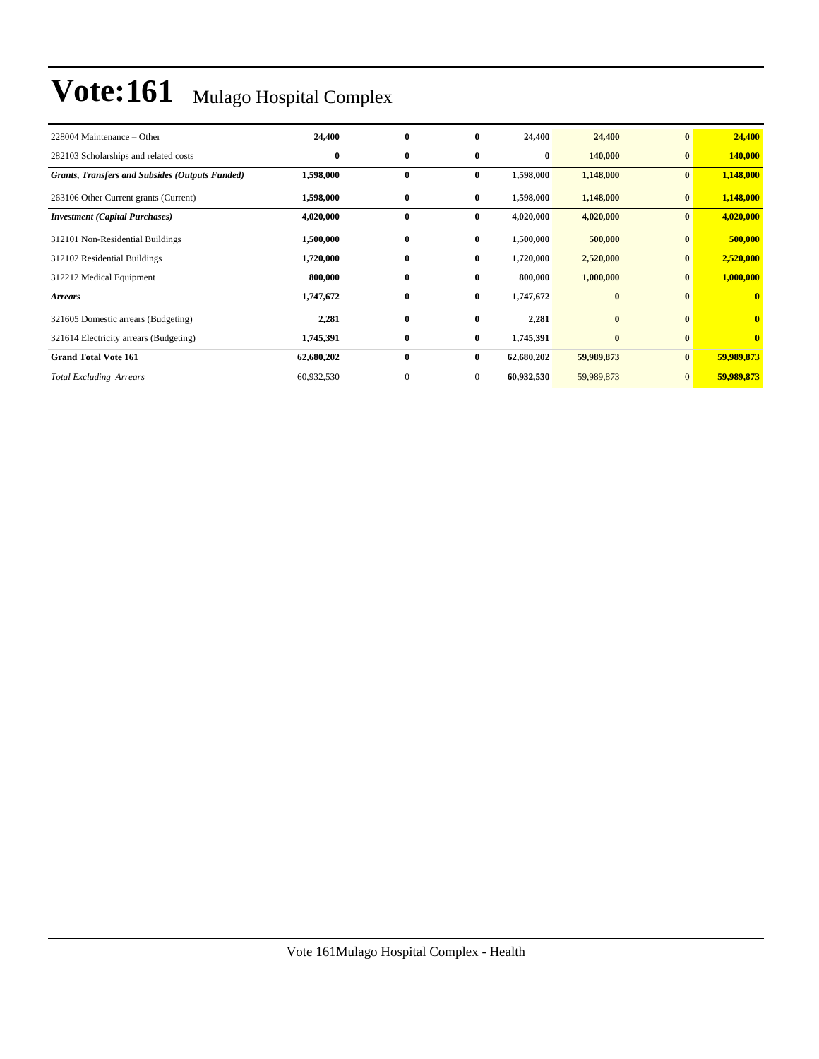# Vote:161 Mulago Hospital Complex

| | | | | | | | |
|---|---|---|---|---|---|---|---|
| 228004 Maintenance – Other | **24,400** | **0** | **0** | **24,400** | **24,400** | **0** | **24,400** |
| 282103 Scholarships and related costs | **0** | **0** | **0** | **0** | **140,000** | **0** | **140,000** |
| ***Grants, Transfers and Subsides (Outputs Funded)*** | **1,598,000** | **0** | **0** | **1,598,000** | **1,148,000** | **0** | **1,148,000** |
| 263106 Other Current grants (Current) | **1,598,000** | **0** | **0** | **1,598,000** | **1,148,000** | **0** | **1,148,000** |
| ***Investment (Capital Purchases)*** | **4,020,000** | **0** | **0** | **4,020,000** | **4,020,000** | **0** | **4,020,000** |
| 312101 Non-Residential Buildings | **1,500,000** | **0** | **0** | **1,500,000** | **500,000** | **0** | **500,000** |
| 312102 Residential Buildings | **1,720,000** | **0** | **0** | **1,720,000** | **2,520,000** | **0** | **2,520,000** |
| 312212 Medical Equipment | **800,000** | **0** | **0** | **800,000** | **1,000,000** | **0** | **1,000,000** |
| ***Arrears*** | **1,747,672** | **0** | **0** | **1,747,672** | **0** | **0** | **0** |
| 321605 Domestic arrears (Budgeting) | **2,281** | **0** | **0** | **2,281** | **0** | **0** | **0** |
| 321614 Electricity arrears (Budgeting) | **1,745,391** | **0** | **0** | **1,745,391** | **0** | **0** | **0** |
| **Grand Total Vote 161** | **62,680,202** | **0** | **0** | **62,680,202** | **59,989,873** | **0** | **59,989,873** |
| *Total Excluding Arrears* | 60,932,530 | 0 | 0 | **60,932,530** | 59,989,873 | 0 | **59,989,873** |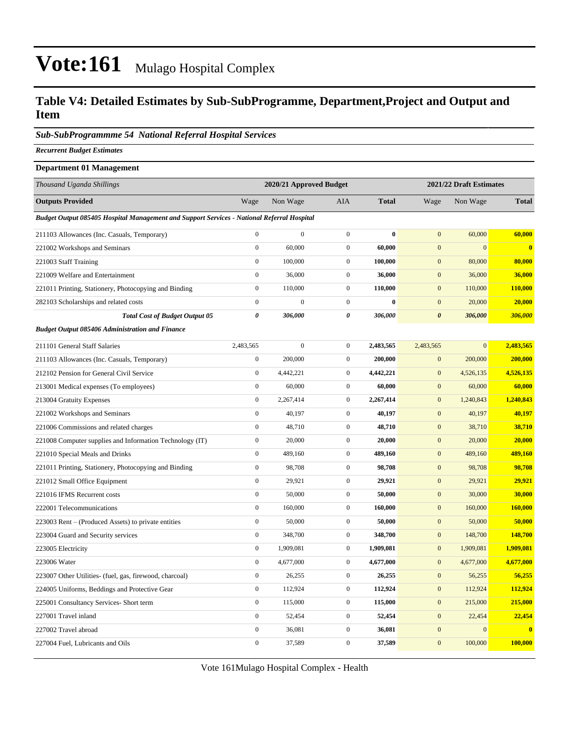# Vote:161 Mulago Hospital Complex

## Table V4: Detailed Estimates by Sub-SubProgramme, Department,Project and Output and Item

### *Sub-SubProgrammme 54 National Referral Hospital Services*

***Recurrent Budget Estimates***

**Department 01 Management**

| *Thousand Uganda Shillings* | 2020/21 Approved Budget | | | | 2021/22 Draft Estimates | | |
|---|---|---|---|---|---|---|---|
| **Outputs Provided** | Wage | Non Wage | AIA | **Total** | Wage | Non Wage | **Total** |
| ***Budget Output 085405 Hospital Management and Support Services - National Referral Hospital*** | | | | | | | |
| 211103 Allowances (Inc. Casuals, Temporary) | 0 | 0 | 0 | **0** | 0 | 60,000 | **60,000** |
| 221002 Workshops and Seminars | 0 | 60,000 | 0 | **60,000** | 0 | 0 | **0** |
| 221003 Staff Training | 0 | 100,000 | 0 | **100,000** | 0 | 80,000 | **80,000** |
| 221009 Welfare and Entertainment | 0 | 36,000 | 0 | **36,000** | 0 | 36,000 | **36,000** |
| 221011 Printing, Stationery, Photocopying and Binding | 0 | 110,000 | 0 | **110,000** | 0 | 110,000 | **110,000** |
| 282103 Scholarships and related costs | 0 | 0 | 0 | **0** | 0 | 20,000 | **20,000** |
| ***Total Cost of Budget Output 05*** | ***0*** | ***306,000*** | ***0*** | ***306,000*** | ***0*** | ***306,000*** | ***306,000*** |
| ***Budget Output 085406 Administration and Finance*** | | | | | | | |
| 211101 General Staff Salaries | 2,483,565 | 0 | 0 | **2,483,565** | 2,483,565 | 0 | **2,483,565** |
| 211103 Allowances (Inc. Casuals, Temporary) | 0 | 200,000 | 0 | **200,000** | 0 | 200,000 | **200,000** |
| 212102 Pension for General Civil Service | 0 | 4,442,221 | 0 | **4,442,221** | 0 | 4,526,135 | **4,526,135** |
| 213001 Medical expenses (To employees) | 0 | 60,000 | 0 | **60,000** | 0 | 60,000 | **60,000** |
| 213004 Gratuity Expenses | 0 | 2,267,414 | 0 | **2,267,414** | 0 | 1,240,843 | **1,240,843** |
| 221002 Workshops and Seminars | 0 | 40,197 | 0 | **40,197** | 0 | 40,197 | **40,197** |
| 221006 Commissions and related charges | 0 | 48,710 | 0 | **48,710** | 0 | 38,710 | **38,710** |
| 221008 Computer supplies and Information Technology (IT) | 0 | 20,000 | 0 | **20,000** | 0 | 20,000 | **20,000** |
| 221010 Special Meals and Drinks | 0 | 489,160 | 0 | **489,160** | 0 | 489,160 | **489,160** |
| 221011 Printing, Stationery, Photocopying and Binding | 0 | 98,708 | 0 | **98,708** | 0 | 98,708 | **98,708** |
| 221012 Small Office Equipment | 0 | 29,921 | 0 | **29,921** | 0 | 29,921 | **29,921** |
| 221016 IFMS Recurrent costs | 0 | 50,000 | 0 | **50,000** | 0 | 30,000 | **30,000** |
| 222001 Telecommunications | 0 | 160,000 | 0 | **160,000** | 0 | 160,000 | **160,000** |
| 223003 Rent – (Produced Assets) to private entities | 0 | 50,000 | 0 | **50,000** | 0 | 50,000 | **50,000** |
| 223004 Guard and Security services | 0 | 348,700 | 0 | **348,700** | 0 | 148,700 | **148,700** |
| 223005 Electricity | 0 | 1,909,081 | 0 | **1,909,081** | 0 | 1,909,081 | **1,909,081** |
| 223006 Water | 0 | 4,677,000 | 0 | **4,677,000** | 0 | 4,677,000 | **4,677,000** |
| 223007 Other Utilities- (fuel, gas, firewood, charcoal) | 0 | 26,255 | 0 | **26,255** | 0 | 56,255 | **56,255** |
| 224005 Uniforms, Beddings and Protective Gear | 0 | 112,924 | 0 | **112,924** | 0 | 112,924 | **112,924** |
| 225001 Consultancy Services- Short term | 0 | 115,000 | 0 | **115,000** | 0 | 215,000 | **215,000** |
| 227001 Travel inland | 0 | 52,454 | 0 | **52,454** | 0 | 22,454 | **22,454** |
| 227002 Travel abroad | 0 | 36,081 | 0 | **36,081** | 0 | 0 | **0** |
| 227004 Fuel, Lubricants and Oils | 0 | 37,589 | 0 | **37,589** | 0 | 100,000 | **100,000** |

Vote 161Mulago Hospital Complex - Health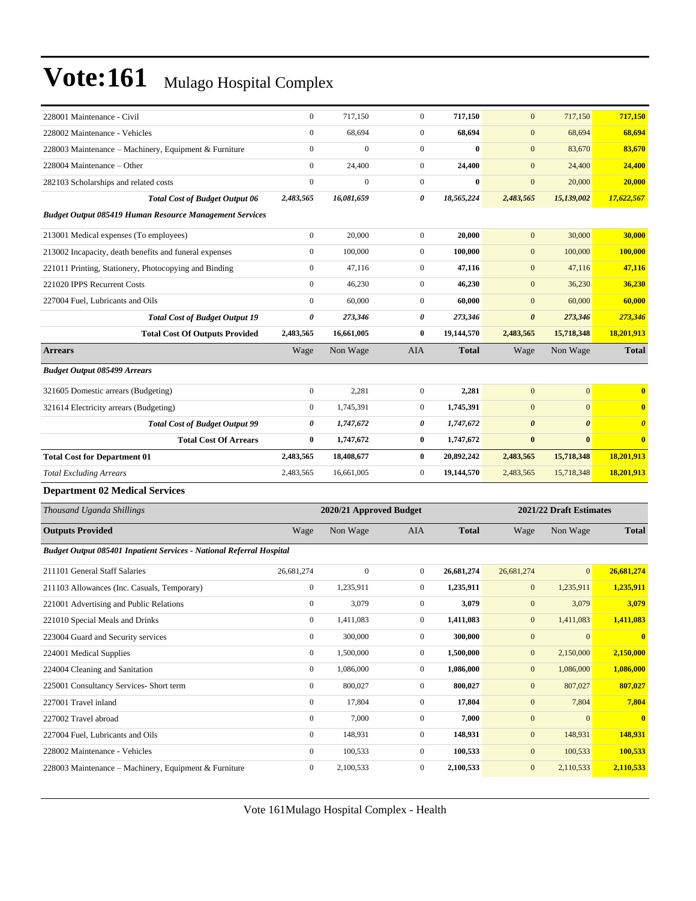| | | | | | | | |
|---|---|---|---|---|---|---|---|
| 228001 Maintenance - Civil | 0 | 717,150 | 0 | **717,150** | 0 | 717,150 | **717,150** |
| 228002 Maintenance - Vehicles | 0 | 68,694 | 0 | **68,694** | 0 | 68,694 | **68,694** |
| 228003 Maintenance – Machinery, Equipment & Furniture | 0 | 0 | 0 | **0** | 0 | 83,670 | **83,670** |
| 228004 Maintenance – Other | 0 | 24,400 | 0 | **24,400** | 0 | 24,400 | **24,400** |
| 282103 Scholarships and related costs | 0 | 0 | 0 | **0** | 0 | 20,000 | **20,000** |
| ***Total Cost of Budget Output 06*** | ***2,483,565*** | ***16,081,659*** | ***0*** | ***18,565,224*** | ***2,483,565*** | ***15,139,002*** | ***17,622,567*** |
| ***Budget Output 085419 Human Resource Management Services*** | | | | | | | |
| 213001 Medical expenses (To employees) | 0 | 20,000 | 0 | **20,000** | 0 | 30,000 | **30,000** |
| 213002 Incapacity, death benefits and funeral expenses | 0 | 100,000 | 0 | **100,000** | 0 | 100,000 | **100,000** |
| 221011 Printing, Stationery, Photocopying and Binding | 0 | 47,116 | 0 | **47,116** | 0 | 47,116 | **47,116** |
| 221020 IPPS Recurrent Costs | 0 | 46,230 | 0 | **46,230** | 0 | 36,230 | **36,230** |
| 227004 Fuel, Lubricants and Oils | 0 | 60,000 | 0 | **60,000** | 0 | 60,000 | **60,000** |
| ***Total Cost of Budget Output 19*** | ***0*** | ***273,346*** | ***0*** | ***273,346*** | ***0*** | ***273,346*** | ***273,346*** |
| **Total Cost Of Outputs Provided** | **2,483,565** | **16,661,005** | **0** | **19,144,570** | **2,483,565** | **15,718,348** | **18,201,913** |
| **Arrears** | Wage | Non Wage | AIA | **Total** | Wage | Non Wage | **Total** |
| ***Budget Output 085499 Arrears*** | | | | | | | |
| 321605 Domestic arrears (Budgeting) | 0 | 2,281 | 0 | **2,281** | 0 | 0 | **0** |
| 321614 Electricity arrears (Budgeting) | 0 | 1,745,391 | 0 | **1,745,391** | 0 | 0 | **0** |
| ***Total Cost of Budget Output 99*** | ***0*** | ***1,747,672*** | ***0*** | ***1,747,672*** | ***0*** | ***0*** | ***0*** |
| **Total Cost Of Arrears** | **0** | **1,747,672** | **0** | **1,747,672** | **0** | **0** | **0** |
| **Total Cost for Department 01** | **2,483,565** | **18,408,677** | **0** | **20,892,242** | **2,483,565** | **15,718,348** | **18,201,913** |
| *Total Excluding Arrears* | 2,483,565 | 16,661,005 | 0 | **19,144,570** | 2,483,565 | 15,718,348 | **18,201,913** |

### Department 02 Medical Services

| *Thousand Uganda Shillings* | **2020/21 Approved Budget** | | | | **2021/22 Draft Estimates** | | |
|---|---|---|---|---|---|---|---|
| **Outputs Provided** | Wage | Non Wage | AIA | **Total** | Wage | Non Wage | **Total** |
| ***Budget Output 085401 Inpatient Services - National Referral Hospital*** | | | | | | | |
| 211101 General Staff Salaries | 26,681,274 | 0 | 0 | **26,681,274** | 26,681,274 | 0 | **26,681,274** |
| 211103 Allowances (Inc. Casuals, Temporary) | 0 | 1,235,911 | 0 | **1,235,911** | 0 | 1,235,911 | **1,235,911** |
| 221001 Advertising and Public Relations | 0 | 3,079 | 0 | **3,079** | 0 | 3,079 | **3,079** |
| 221010 Special Meals and Drinks | 0 | 1,411,083 | 0 | **1,411,083** | 0 | 1,411,083 | **1,411,083** |
| 223004 Guard and Security services | 0 | 300,000 | 0 | **300,000** | 0 | 0 | **0** |
| 224001 Medical Supplies | 0 | 1,500,000 | 0 | **1,500,000** | 0 | 2,150,000 | **2,150,000** |
| 224004 Cleaning and Sanitation | 0 | 1,086,000 | 0 | **1,086,000** | 0 | 1,086,000 | **1,086,000** |
| 225001 Consultancy Services- Short term | 0 | 800,027 | 0 | **800,027** | 0 | 807,027 | **807,027** |
| 227001 Travel inland | 0 | 17,804 | 0 | **17,804** | 0 | 7,804 | **7,804** |
| 227002 Travel abroad | 0 | 7,000 | 0 | **7,000** | 0 | 0 | **0** |
| 227004 Fuel, Lubricants and Oils | 0 | 148,931 | 0 | **148,931** | 0 | 148,931 | **148,931** |
| 228002 Maintenance - Vehicles | 0 | 100,533 | 0 | **100,533** | 0 | 100,533 | **100,533** |
| 228003 Maintenance – Machinery, Equipment & Furniture | 0 | 2,100,533 | 0 | **2,100,533** | 0 | 2,110,533 | **2,110,533** |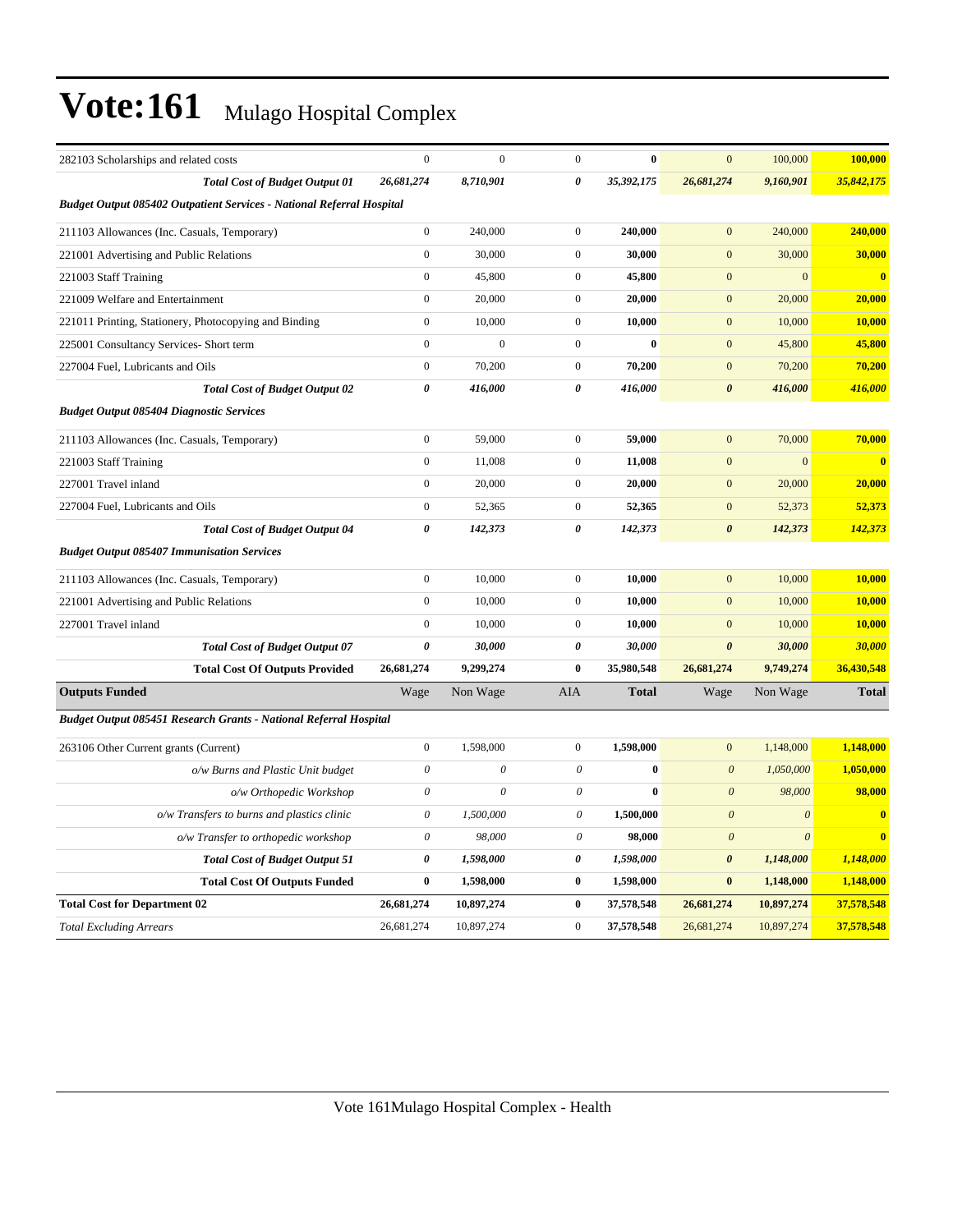# Vote:161 Mulago Hospital Complex

| | | | | | | | |
|---|---|---|---|---|---|---|---|
| 282103 Scholarships and related costs | 0 | 0 | 0 | **0** | 0 | 100,000 | **100,000** |
| ***Total Cost of Budget Output 01*** | ***26,681,274*** | ***8,710,901*** | ***0*** | ***35,392,175*** | ***26,681,274*** | ***9,160,901*** | ***35,842,175*** |
| ***Budget Output 085402 Outpatient Services - National Referral Hospital*** | | | | | | | |
| 211103 Allowances (Inc. Casuals, Temporary) | 0 | 240,000 | 0 | **240,000** | 0 | 240,000 | **240,000** |
| 221001 Advertising and Public Relations | 0 | 30,000 | 0 | **30,000** | 0 | 30,000 | **30,000** |
| 221003 Staff Training | 0 | 45,800 | 0 | **45,800** | 0 | 0 | **0** |
| 221009 Welfare and Entertainment | 0 | 20,000 | 0 | **20,000** | 0 | 20,000 | **20,000** |
| 221011 Printing, Stationery, Photocopying and Binding | 0 | 10,000 | 0 | **10,000** | 0 | 10,000 | **10,000** |
| 225001 Consultancy Services- Short term | 0 | 0 | 0 | **0** | 0 | 45,800 | **45,800** |
| 227004 Fuel, Lubricants and Oils | 0 | 70,200 | 0 | **70,200** | 0 | 70,200 | **70,200** |
| ***Total Cost of Budget Output 02*** | ***0*** | ***416,000*** | ***0*** | ***416,000*** | ***0*** | ***416,000*** | ***416,000*** |
| ***Budget Output 085404 Diagnostic Services*** | | | | | | | |
| 211103 Allowances (Inc. Casuals, Temporary) | 0 | 59,000 | 0 | **59,000** | 0 | 70,000 | **70,000** |
| 221003 Staff Training | 0 | 11,008 | 0 | **11,008** | 0 | 0 | **0** |
| 227001 Travel inland | 0 | 20,000 | 0 | **20,000** | 0 | 20,000 | **20,000** |
| 227004 Fuel, Lubricants and Oils | 0 | 52,365 | 0 | **52,365** | 0 | 52,373 | **52,373** |
| ***Total Cost of Budget Output 04*** | ***0*** | ***142,373*** | ***0*** | ***142,373*** | ***0*** | ***142,373*** | ***142,373*** |
| ***Budget Output 085407 Immunisation Services*** | | | | | | | |
| 211103 Allowances (Inc. Casuals, Temporary) | 0 | 10,000 | 0 | **10,000** | 0 | 10,000 | **10,000** |
| 221001 Advertising and Public Relations | 0 | 10,000 | 0 | **10,000** | 0 | 10,000 | **10,000** |
| 227001 Travel inland | 0 | 10,000 | 0 | **10,000** | 0 | 10,000 | **10,000** |
| ***Total Cost of Budget Output 07*** | ***0*** | ***30,000*** | ***0*** | ***30,000*** | ***0*** | ***30,000*** | ***30,000*** |
| **Total Cost Of Outputs Provided** | **26,681,274** | **9,299,274** | **0** | **35,980,548** | **26,681,274** | **9,749,274** | **36,430,548** |
| **Outputs Funded** | Wage | Non Wage | AIA | **Total** | Wage | Non Wage | **Total** |
| ***Budget Output 085451 Research Grants - National Referral Hospital*** | | | | | | | |
| 263106 Other Current grants (Current) | 0 | 1,598,000 | 0 | **1,598,000** | 0 | 1,148,000 | **1,148,000** |
| *o/w Burns and Plastic Unit budget* | *0* | *0* | *0* | **0** | *0* | *1,050,000* | **1,050,000** |
| *o/w Orthopedic Workshop* | *0* | *0* | *0* | **0** | *0* | *98,000* | **98,000** |
| *o/w Transfers to burns and plastics clinic* | *0* | *1,500,000* | *0* | **1,500,000** | *0* | *0* | **0** |
| *o/w Transfer to orthopedic workshop* | *0* | *98,000* | *0* | **98,000** | *0* | *0* | **0** |
| ***Total Cost of Budget Output 51*** | ***0*** | ***1,598,000*** | ***0*** | ***1,598,000*** | ***0*** | ***1,148,000*** | ***1,148,000*** |
| **Total Cost Of Outputs Funded** | **0** | **1,598,000** | **0** | **1,598,000** | **0** | **1,148,000** | **1,148,000** |
| **Total Cost for Department 02** | **26,681,274** | **10,897,274** | **0** | **37,578,548** | **26,681,274** | **10,897,274** | **37,578,548** |
| *Total Excluding Arrears* | 26,681,274 | 10,897,274 | 0 | **37,578,548** | 26,681,274 | 10,897,274 | **37,578,548** |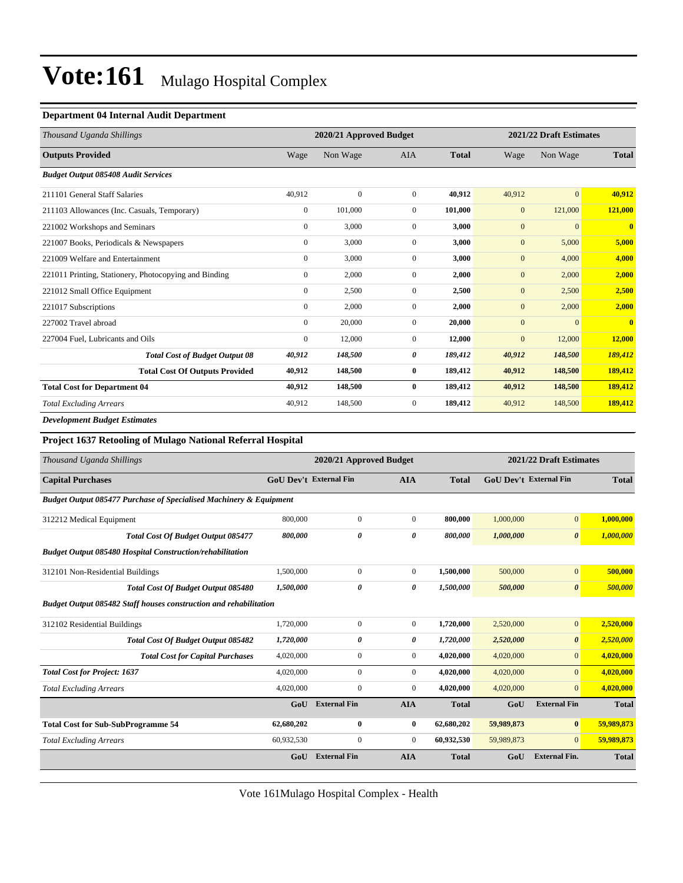# Vote:161 Mulago Hospital Complex

### Department 04 Internal Audit Department

| *Thousand Uganda Shillings* | 2020/21 Approved Budget | | | | 2021/22 Draft Estimates | | |
|---|---|---|---|---|---|---|---|
| **Outputs Provided** | Wage | Non Wage | AIA | **Total** | Wage | Non Wage | **Total** |
| ***Budget Output 085408 Audit Services*** | | | | | | | |
| 211101 General Staff Salaries | 40,912 | 0 | 0 | **40,912** | 40,912 | 0 | **40,912** |
| 211103 Allowances (Inc. Casuals, Temporary) | 0 | 101,000 | 0 | **101,000** | 0 | 121,000 | **121,000** |
| 221002 Workshops and Seminars | 0 | 3,000 | 0 | **3,000** | 0 | 0 | **0** |
| 221007 Books, Periodicals & Newspapers | 0 | 3,000 | 0 | **3,000** | 0 | 5,000 | **5,000** |
| 221009 Welfare and Entertainment | 0 | 3,000 | 0 | **3,000** | 0 | 4,000 | **4,000** |
| 221011 Printing, Stationery, Photocopying and Binding | 0 | 2,000 | 0 | **2,000** | 0 | 2,000 | **2,000** |
| 221012 Small Office Equipment | 0 | 2,500 | 0 | **2,500** | 0 | 2,500 | **2,500** |
| 221017 Subscriptions | 0 | 2,000 | 0 | **2,000** | 0 | 2,000 | **2,000** |
| 227002 Travel abroad | 0 | 20,000 | 0 | **20,000** | 0 | 0 | **0** |
| 227004 Fuel, Lubricants and Oils | 0 | 12,000 | 0 | **12,000** | 0 | 12,000 | **12,000** |
| ***Total Cost of Budget Output 08*** | ***40,912*** | ***148,500*** | ***0*** | ***189,412*** | ***40,912*** | ***148,500*** | ***189,412*** |
| **Total Cost Of Outputs Provided** | **40,912** | **148,500** | **0** | **189,412** | **40,912** | **148,500** | **189,412** |
| **Total Cost for Department 04** | **40,912** | **148,500** | **0** | **189,412** | **40,912** | **148,500** | **189,412** |
| *Total Excluding Arrears* | 40,912 | 148,500 | 0 | **189,412** | 40,912 | 148,500 | **189,412** |

***Development Budget Estimates***

### Project 1637 Retooling of Mulago National Referral Hospital

| *Thousand Uganda Shillings* | 2020/21 Approved Budget | | | | 2021/22 Draft Estimates | | |
|---|---|---|---|---|---|---|---|
| **Capital Purchases** | **GoU Dev't** | **External Fin** | **AIA** | **Total** | **GoU Dev't** | **External Fin** | **Total** |
| ***Budget Output 085477 Purchase of Specialised Machinery & Equipment*** | | | | | | | |
| 312212 Medical Equipment | 800,000 | 0 | 0 | **800,000** | 1,000,000 | 0 | **1,000,000** |
| ***Total Cost Of Budget Output 085477*** | ***800,000*** | ***0*** | ***0*** | ***800,000*** | ***1,000,000*** | ***0*** | ***1,000,000*** |
| ***Budget Output 085480 Hospital Construction/rehabilitation*** | | | | | | | |
| 312101 Non-Residential Buildings | 1,500,000 | 0 | 0 | **1,500,000** | 500,000 | 0 | **500,000** |
| ***Total Cost Of Budget Output 085480*** | ***1,500,000*** | ***0*** | ***0*** | ***1,500,000*** | ***500,000*** | ***0*** | ***500,000*** |
| ***Budget Output 085482 Staff houses construction and rehabilitation*** | | | | | | | |
| 312102 Residential Buildings | 1,720,000 | 0 | 0 | **1,720,000** | 2,520,000 | 0 | **2,520,000** |
| ***Total Cost Of Budget Output 085482*** | ***1,720,000*** | ***0*** | ***0*** | ***1,720,000*** | ***2,520,000*** | ***0*** | ***2,520,000*** |
| ***Total Cost for Capital Purchases*** | 4,020,000 | 0 | 0 | **4,020,000** | 4,020,000 | 0 | **4,020,000** |
| ***Total Cost for Project: 1637*** | 4,020,000 | 0 | 0 | **4,020,000** | 4,020,000 | 0 | **4,020,000** |
| *Total Excluding Arrears* | 4,020,000 | 0 | 0 | **4,020,000** | 4,020,000 | 0 | **4,020,000** |
| | **GoU** | **External Fin** | **AIA** | **Total** | **GoU** | **External Fin** | **Total** |
| **Total Cost for Sub-SubProgramme 54** | **62,680,202** | **0** | **0** | **62,680,202** | **59,989,873** | **0** | **59,989,873** |
| *Total Excluding Arrears* | 60,932,530 | 0 | 0 | **60,932,530** | 59,989,873 | 0 | **59,989,873** |
| | **GoU** | **External Fin** | **AIA** | **Total** | **GoU** | **External Fin.** | **Total** |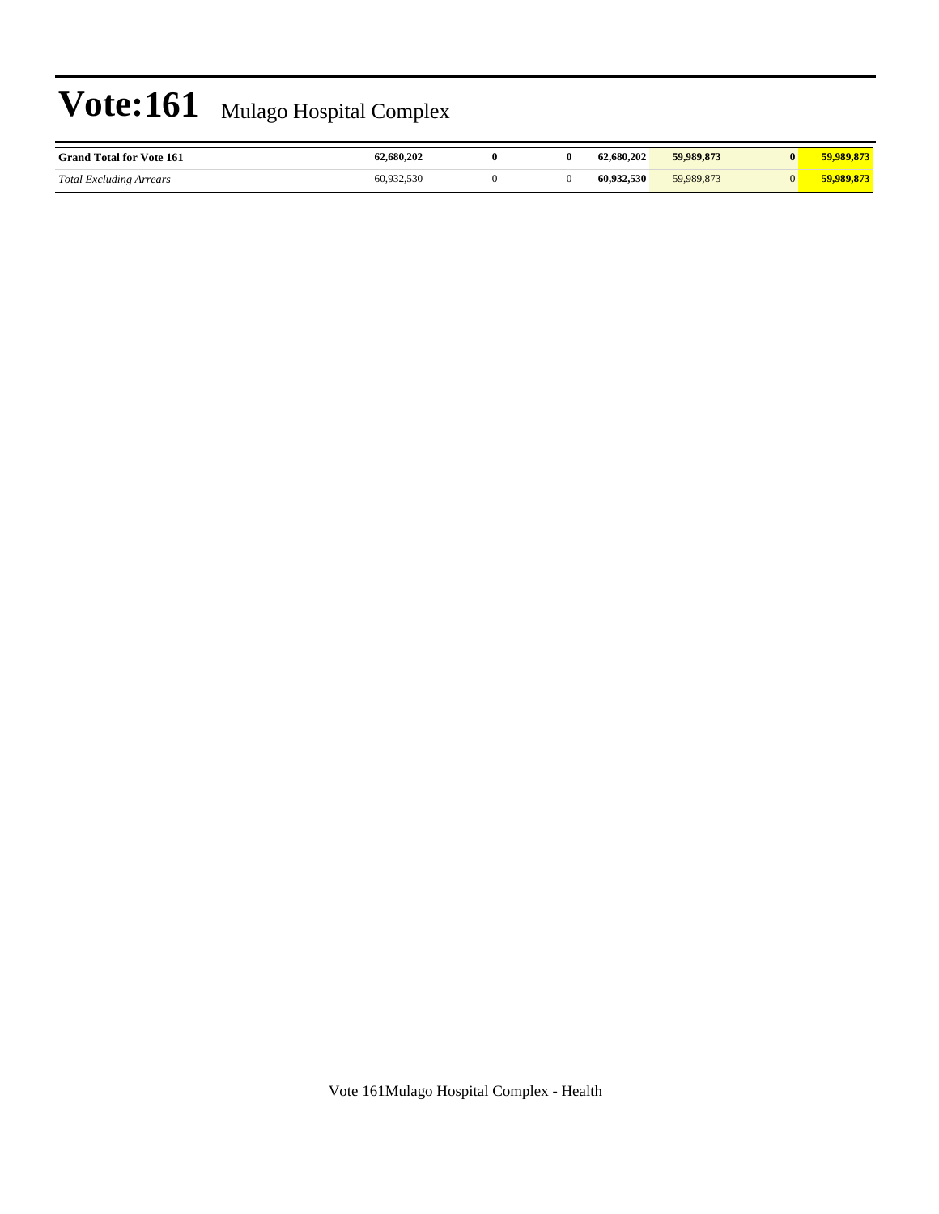# Vote:161 Mulago Hospital Complex

| | | | | | | | |
|---|---|---|---|---|---|---|---|
| **Grand Total for Vote 161** | **62,680,202** | **0** | **0** | **62,680,202** | **59,989,873** | **0** | **59,989,873** |
| *Total Excluding Arrears* | 60,932,530 | 0 | 0 | **60,932,530** | 59,989,873 | 0 | **59,989,873** |